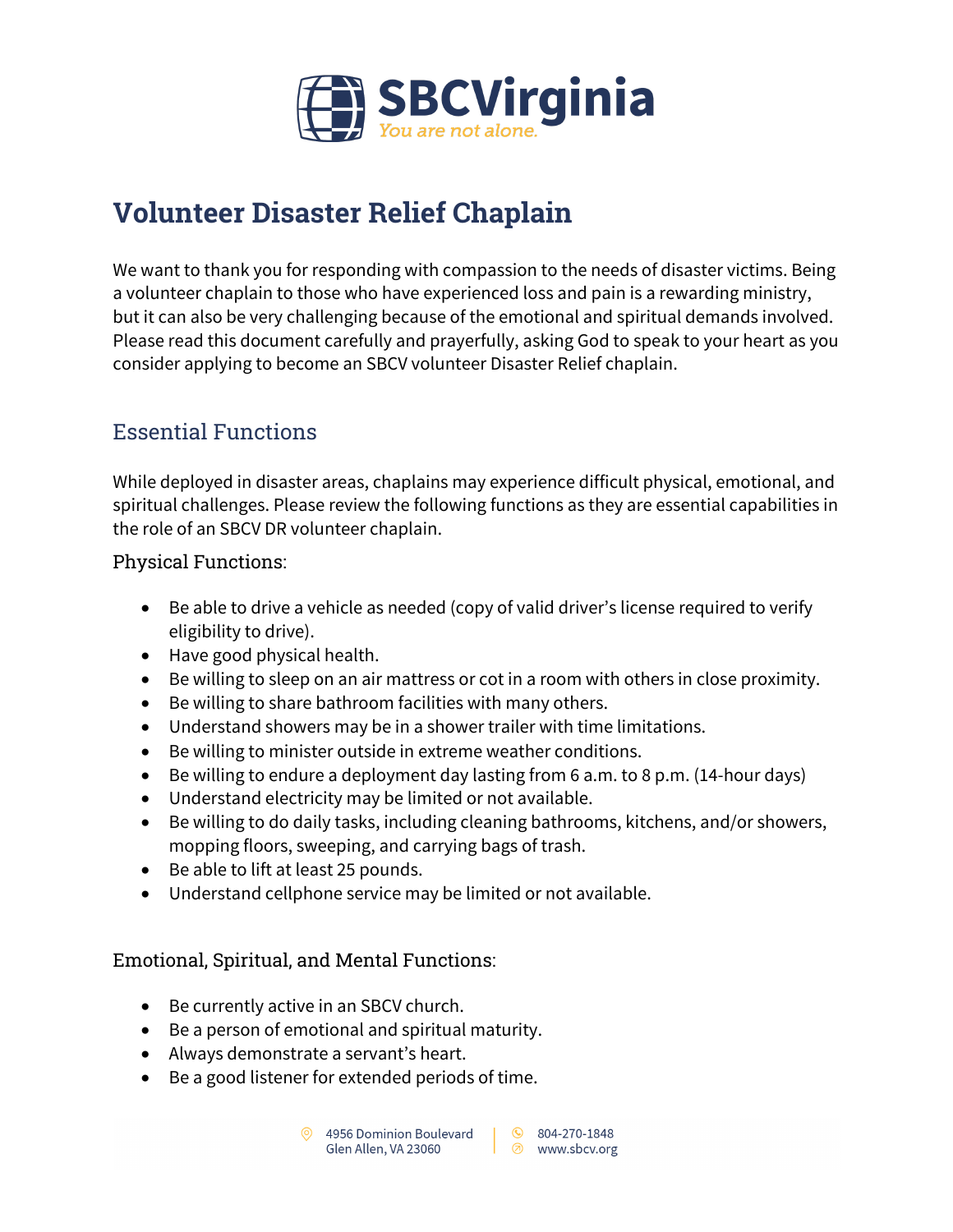# Volunteer Disaster Relief Chaplain

We want to thank you for responding with compassion to the needs of disaster victims. Being a volunteer chaplain to those who have experienced loss and pain is a rewarding ministry, but it can also be very challenging because of the emotional and spiritual demands involved. Please read this document carefully and prayerfully, asking God to speak to your heart as you consider applying to become an SBCV volunteer Disaster Relief chaplain.

## Essential Functions

While deployed in disaster areas, chaplains may experience difficult physical, emotional, and spiritual challenges. Please review the following functions as they are essential capabilities in the role of an SBCV DR volunteer chaplain.

### Physical Functions:

- Be able to drive a vehicle as needed (copy of valid driver's license required to verify eligibility to drive).
- Have good physical health.
- Be willing to sleep on an air mattress or cot in a room with others in close proximity.
- Be willing to share bathroom facilities with many others.
- Understand showers may be in a shower trailer with time limitations.
- Be willing to minister outside in extreme weather conditions.
- Be willing to endure a deployment day lasting from 6 a.m. to 8 p.m. (14-hour days)
- Understand electricity may be limited or not available.
- Be willing to do daily tasks, including cleaning bathrooms, kitchens, and/or showers, mopping floors, sweeping, and carrying bags of trash.
- Be able to lift at least 25 pounds.
- Understand cellphone service may be limited or not available.

### Emotional, Spiritual, and Mental Functions:

- Be currently active in an SBCV church.
- Be a person of emotional and spiritual maturity.
- Always demonstrate a servant's heart.
- Be a good listener for extended periods of time.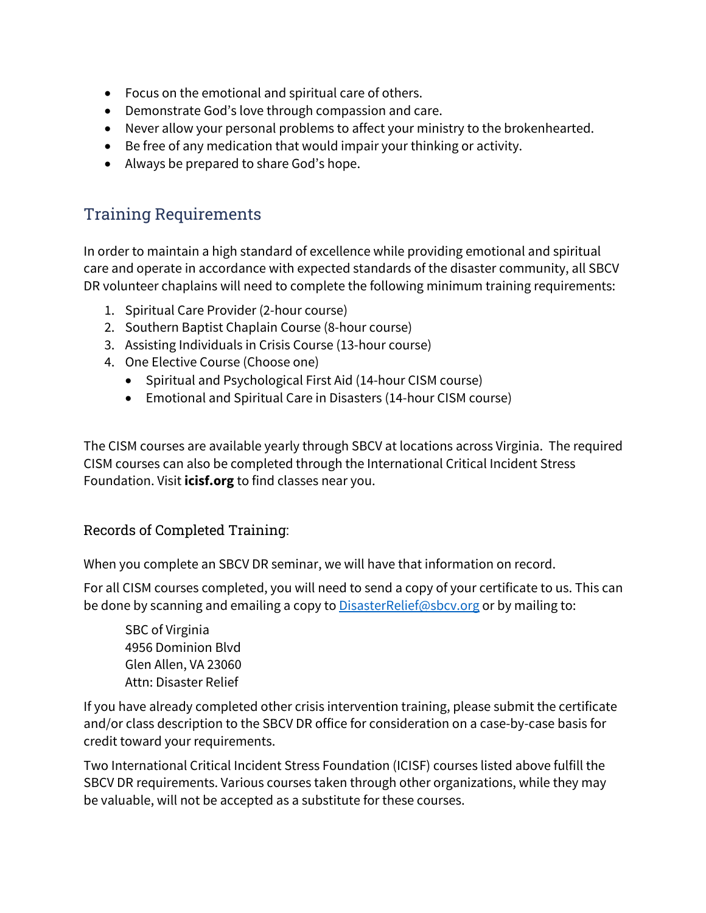- Focus on the emotional and spiritual care of others.
- Demonstrate God's love through compassion and care.
- Never allow your personal problems to affect your ministry to the brokenhearted.
- Be free of any medication that would impair your thinking or activity.
- Always be prepared to share God's hope.

## Training Requirements

In order to maintain a high standard of excellence while providing emotional and spiritual care and operate in accordance with expected standards of the disaster community, all SBCV DR volunteer chaplains will need to complete the following minimum training requirements:

1. Spiritual Care Provider (2-hour course)
2. Southern Baptist Chaplain Course (8-hour course)
3. Assisting Individuals in Crisis Course (13-hour course)
4. One Elective Course (Choose one)
   - Spiritual and Psychological First Aid (14-hour CISM course)
   - Emotional and Spiritual Care in Disasters (14-hour CISM course)

The CISM courses are available yearly through SBCV at locations across Virginia. The required CISM courses can also be completed through the International Critical Incident Stress Foundation. Visit **icisf.org** to find classes near you.

### Records of Completed Training:

When you complete an SBCV DR seminar, we will have that information on record.

For all CISM courses completed, you will need to send a copy of your certificate to us. This can be done by scanning and emailing a copy to DisasterRelief@sbcv.org or by mailing to:

SBC of Virginia
4956 Dominion Blvd
Glen Allen, VA 23060
Attn: Disaster Relief

If you have already completed other crisis intervention training, please submit the certificate and/or class description to the SBCV DR office for consideration on a case-by-case basis for credit toward your requirements.

Two International Critical Incident Stress Foundation (ICISF) courses listed above fulfill the SBCV DR requirements. Various courses taken through other organizations, while they may be valuable, will not be accepted as a substitute for these courses.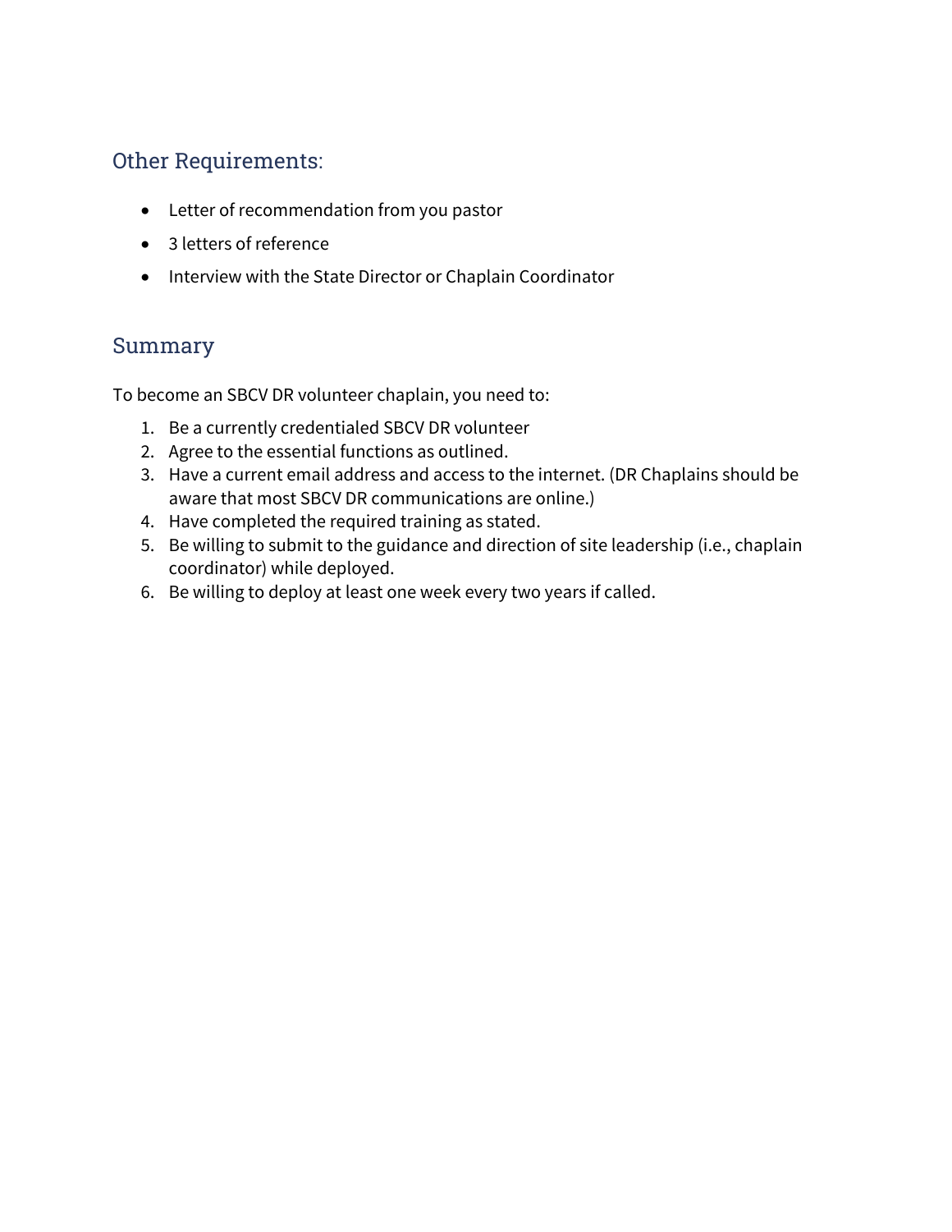## Other Requirements:

- Letter of recommendation from you pastor
- 3 letters of reference
- Interview with the State Director or Chaplain Coordinator

## Summary

To become an SBCV DR volunteer chaplain, you need to:

1. Be a currently credentialed SBCV DR volunteer
2. Agree to the essential functions as outlined.
3. Have a current email address and access to the internet. (DR Chaplains should be aware that most SBCV DR communications are online.)
4. Have completed the required training as stated.
5. Be willing to submit to the guidance and direction of site leadership (i.e., chaplain coordinator) while deployed.
6. Be willing to deploy at least one week every two years if called.